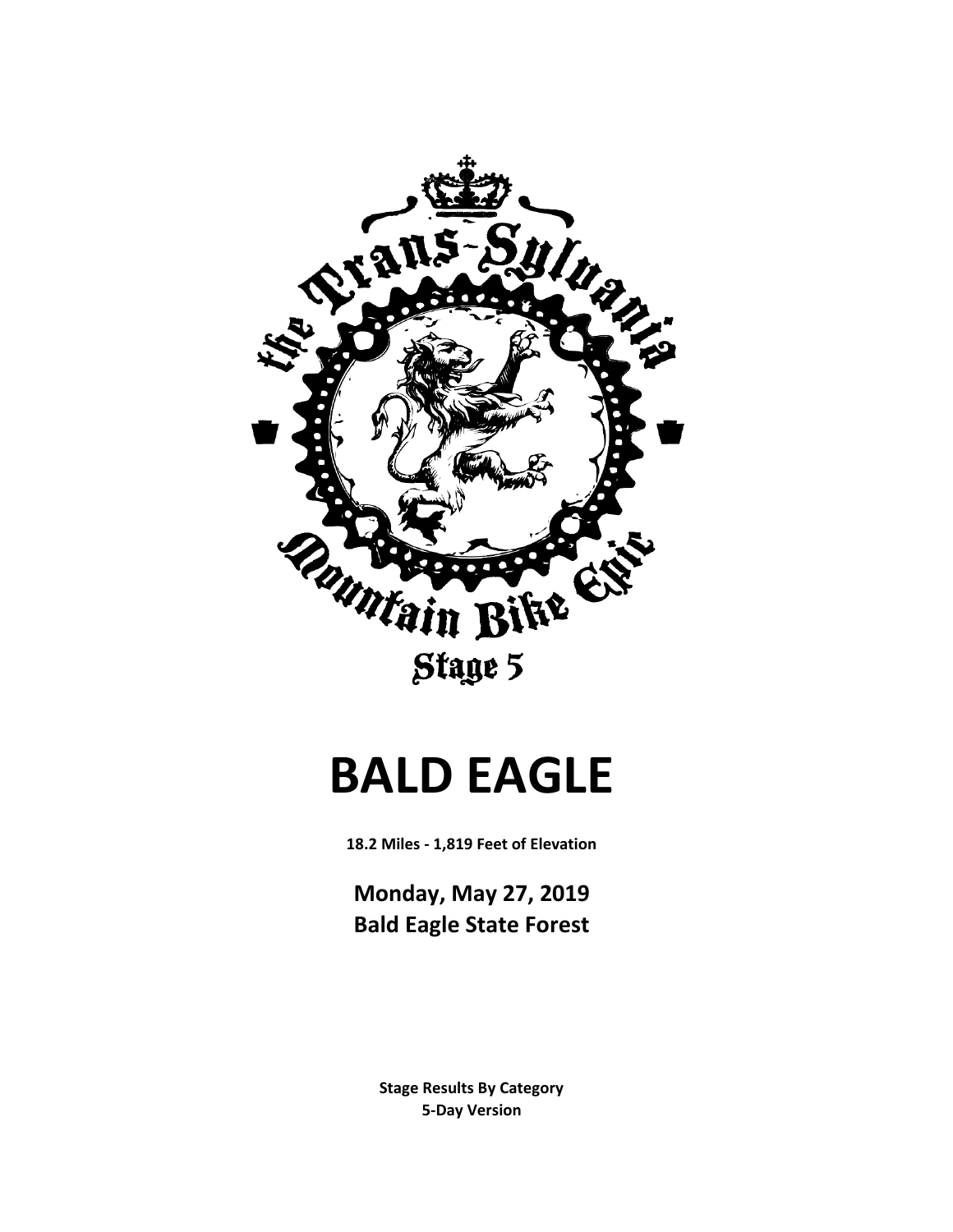the Trans-Sylvania Mountain Bike Epic

Stage 5

# BALD EAGLE

**18.2 Miles - 1,819 Feet of Elevation**

**Monday, May 27, 2019**
**Bald Eagle State Forest**

**Stage Results By Category**
**5-Day Version**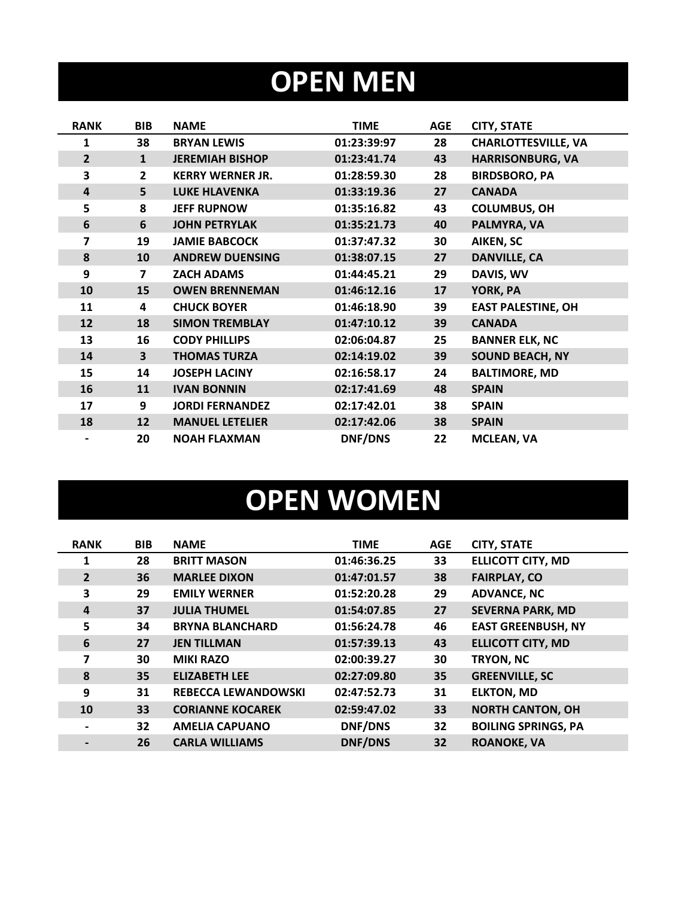# OPEN MEN

| RANK | BIB | NAME | TIME | AGE | CITY, STATE |
|---|---|---|---|---|---|
| 1 | 38 | BRYAN LEWIS | 01:23:39:97 | 28 | CHARLOTTESVILLE, VA |
| 2 | 1 | JEREMIAH BISHOP | 01:23:41.74 | 43 | HARRISONBURG, VA |
| 3 | 2 | KERRY WERNER JR. | 01:28:59.30 | 28 | BIRDSBORO, PA |
| 4 | 5 | LUKE HLAVENKA | 01:33:19.36 | 27 | CANADA |
| 5 | 8 | JEFF RUPNOW | 01:35:16.82 | 43 | COLUMBUS, OH |
| 6 | 6 | JOHN PETRYLAK | 01:35:21.73 | 40 | PALMYRA, VA |
| 7 | 19 | JAMIE BABCOCK | 01:37:47.32 | 30 | AIKEN, SC |
| 8 | 10 | ANDREW DUENSING | 01:38:07.15 | 27 | DANVILLE, CA |
| 9 | 7 | ZACH ADAMS | 01:44:45.21 | 29 | DAVIS, WV |
| 10 | 15 | OWEN BRENNEMAN | 01:46:12.16 | 17 | YORK, PA |
| 11 | 4 | CHUCK BOYER | 01:46:18.90 | 39 | EAST PALESTINE, OH |
| 12 | 18 | SIMON TREMBLAY | 01:47:10.12 | 39 | CANADA |
| 13 | 16 | CODY PHILLIPS | 02:06:04.87 | 25 | BANNER ELK, NC |
| 14 | 3 | THOMAS TURZA | 02:14:19.02 | 39 | SOUND BEACH, NY |
| 15 | 14 | JOSEPH LACINY | 02:16:58.17 | 24 | BALTIMORE, MD |
| 16 | 11 | IVAN BONNIN | 02:17:41.69 | 48 | SPAIN |
| 17 | 9 | JORDI FERNANDEZ | 02:17:42.01 | 38 | SPAIN |
| 18 | 12 | MANUEL LETELIER | 02:17:42.06 | 38 | SPAIN |
| - | 20 | NOAH FLAXMAN | DNF/DNS | 22 | MCLEAN, VA |

# OPEN WOMEN

| RANK | BIB | NAME | TIME | AGE | CITY, STATE |
|---|---|---|---|---|---|
| 1 | 28 | BRITT MASON | 01:46:36.25 | 33 | ELLICOTT CITY, MD |
| 2 | 36 | MARLEE DIXON | 01:47:01.57 | 38 | FAIRPLAY, CO |
| 3 | 29 | EMILY WERNER | 01:52:20.28 | 29 | ADVANCE, NC |
| 4 | 37 | JULIA THUMEL | 01:54:07.85 | 27 | SEVERNA PARK, MD |
| 5 | 34 | BRYNA BLANCHARD | 01:56:24.78 | 46 | EAST GREENBUSH, NY |
| 6 | 27 | JEN TILLMAN | 01:57:39.13 | 43 | ELLICOTT CITY, MD |
| 7 | 30 | MIKI RAZO | 02:00:39.27 | 30 | TRYON, NC |
| 8 | 35 | ELIZABETH LEE | 02:27:09.80 | 35 | GREENVILLE, SC |
| 9 | 31 | REBECCA LEWANDOWSKI | 02:47:52.73 | 31 | ELKTON, MD |
| 10 | 33 | CORIANNE KOCAREK | 02:59:47.02 | 33 | NORTH CANTON, OH |
| - | 32 | AMELIA CAPUANO | DNF/DNS | 32 | BOILING SPRINGS, PA |
| - | 26 | CARLA WILLIAMS | DNF/DNS | 32 | ROANOKE, VA |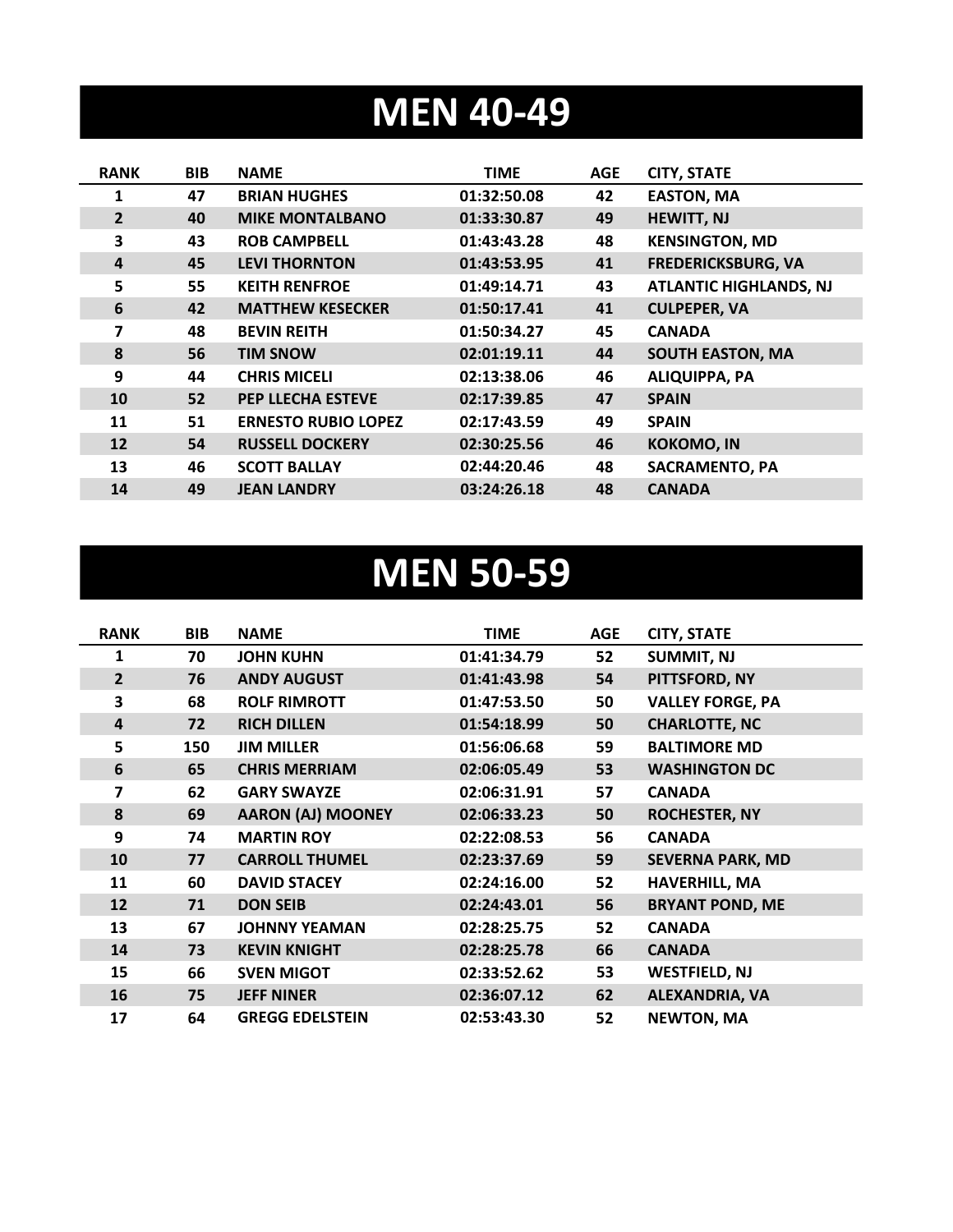# MEN 40-49

| RANK | BIB | NAME | TIME | AGE | CITY, STATE |
|---|---|---|---|---|---|
| 1 | 47 | BRIAN HUGHES | 01:32:50.08 | 42 | EASTON, MA |
| 2 | 40 | MIKE MONTALBANO | 01:33:30.87 | 49 | HEWITT, NJ |
| 3 | 43 | ROB CAMPBELL | 01:43:43.28 | 48 | KENSINGTON, MD |
| 4 | 45 | LEVI THORNTON | 01:43:53.95 | 41 | FREDERICKSBURG, VA |
| 5 | 55 | KEITH RENFROE | 01:49:14.71 | 43 | ATLANTIC HIGHLANDS, NJ |
| 6 | 42 | MATTHEW KESECKER | 01:50:17.41 | 41 | CULPEPER, VA |
| 7 | 48 | BEVIN REITH | 01:50:34.27 | 45 | CANADA |
| 8 | 56 | TIM SNOW | 02:01:19.11 | 44 | SOUTH EASTON, MA |
| 9 | 44 | CHRIS MICELI | 02:13:38.06 | 46 | ALIQUIPPA, PA |
| 10 | 52 | PEP LLECHA ESTEVE | 02:17:39.85 | 47 | SPAIN |
| 11 | 51 | ERNESTO RUBIO LOPEZ | 02:17:43.59 | 49 | SPAIN |
| 12 | 54 | RUSSELL DOCKERY | 02:30:25.56 | 46 | KOKOMO, IN |
| 13 | 46 | SCOTT BALLAY | 02:44:20.46 | 48 | SACRAMENTO, PA |
| 14 | 49 | JEAN LANDRY | 03:24:26.18 | 48 | CANADA |

# MEN 50-59

| RANK | BIB | NAME | TIME | AGE | CITY, STATE |
|---|---|---|---|---|---|
| 1 | 70 | JOHN KUHN | 01:41:34.79 | 52 | SUMMIT, NJ |
| 2 | 76 | ANDY AUGUST | 01:41:43.98 | 54 | PITTSFORD, NY |
| 3 | 68 | ROLF RIMROTT | 01:47:53.50 | 50 | VALLEY FORGE, PA |
| 4 | 72 | RICH DILLEN | 01:54:18.99 | 50 | CHARLOTTE, NC |
| 5 | 150 | JIM MILLER | 01:56:06.68 | 59 | BALTIMORE MD |
| 6 | 65 | CHRIS MERRIAM | 02:06:05.49 | 53 | WASHINGTON DC |
| 7 | 62 | GARY SWAYZE | 02:06:31.91 | 57 | CANADA |
| 8 | 69 | AARON (AJ) MOONEY | 02:06:33.23 | 50 | ROCHESTER, NY |
| 9 | 74 | MARTIN ROY | 02:22:08.53 | 56 | CANADA |
| 10 | 77 | CARROLL THUMEL | 02:23:37.69 | 59 | SEVERNA PARK, MD |
| 11 | 60 | DAVID STACEY | 02:24:16.00 | 52 | HAVERHILL, MA |
| 12 | 71 | DON SEIB | 02:24:43.01 | 56 | BRYANT POND, ME |
| 13 | 67 | JOHNNY YEAMAN | 02:28:25.75 | 52 | CANADA |
| 14 | 73 | KEVIN KNIGHT | 02:28:25.78 | 66 | CANADA |
| 15 | 66 | SVEN MIGOT | 02:33:52.62 | 53 | WESTFIELD, NJ |
| 16 | 75 | JEFF NINER | 02:36:07.12 | 62 | ALEXANDRIA, VA |
| 17 | 64 | GREGG EDELSTEIN | 02:53:43.30 | 52 | NEWTON, MA |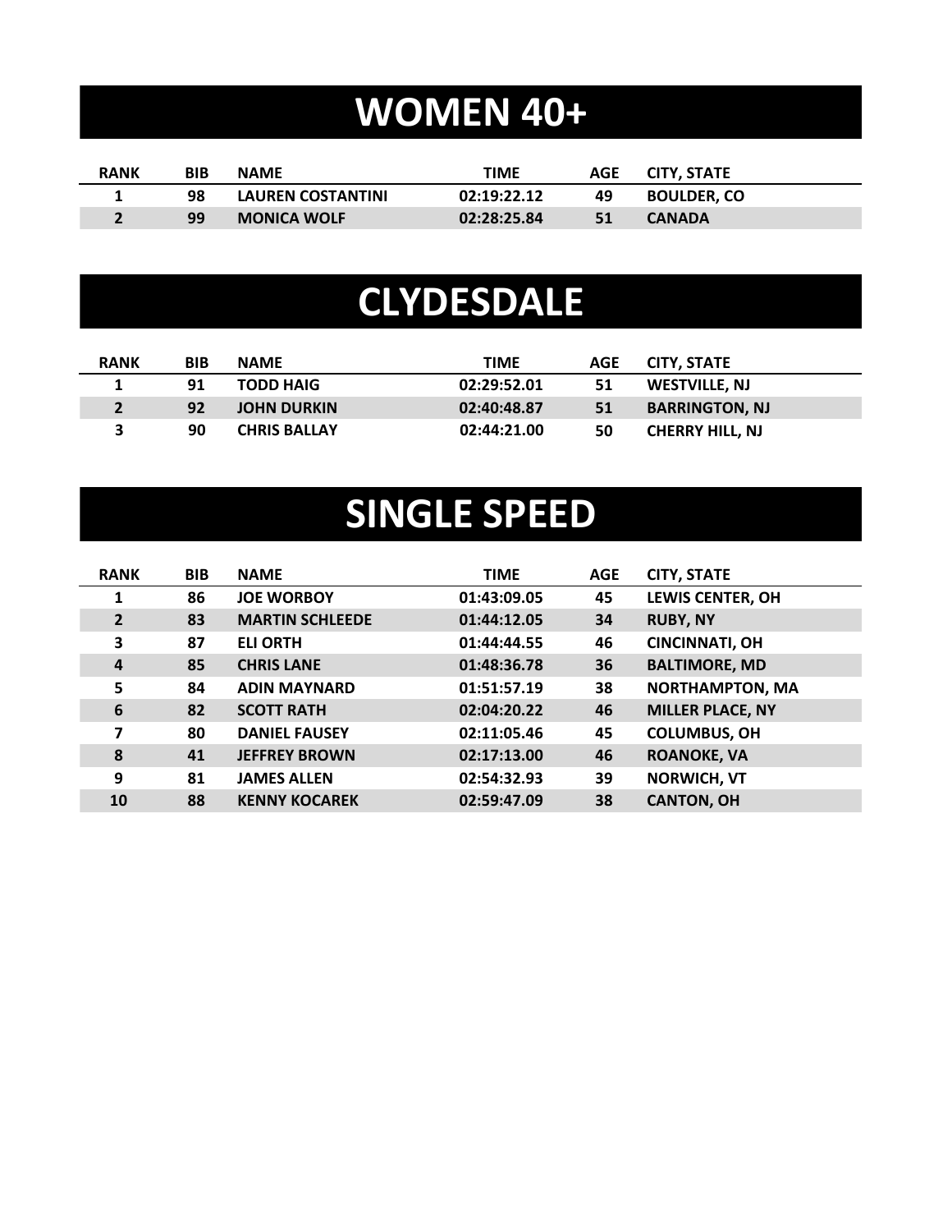# WOMEN 40+

| RANK | BIB | NAME | TIME | AGE | CITY, STATE |
|---|---|---|---|---|---|
| 1 | 98 | LAUREN COSTANTINI | 02:19:22.12 | 49 | BOULDER, CO |
| 2 | 99 | MONICA WOLF | 02:28:25.84 | 51 | CANADA |

# CLYDESDALE

| RANK | BIB | NAME | TIME | AGE | CITY, STATE |
|---|---|---|---|---|---|
| 1 | 91 | TODD HAIG | 02:29:52.01 | 51 | WESTVILLE, NJ |
| 2 | 92 | JOHN DURKIN | 02:40:48.87 | 51 | BARRINGTON, NJ |
| 3 | 90 | CHRIS BALLAY | 02:44:21.00 | 50 | CHERRY HILL, NJ |

# SINGLE SPEED

| RANK | BIB | NAME | TIME | AGE | CITY, STATE |
|---|---|---|---|---|---|
| 1 | 86 | JOE WORBOY | 01:43:09.05 | 45 | LEWIS CENTER, OH |
| 2 | 83 | MARTIN SCHLEEDE | 01:44:12.05 | 34 | RUBY, NY |
| 3 | 87 | ELI ORTH | 01:44:44.55 | 46 | CINCINNATI, OH |
| 4 | 85 | CHRIS LANE | 01:48:36.78 | 36 | BALTIMORE, MD |
| 5 | 84 | ADIN MAYNARD | 01:51:57.19 | 38 | NORTHAMPTON, MA |
| 6 | 82 | SCOTT RATH | 02:04:20.22 | 46 | MILLER PLACE, NY |
| 7 | 80 | DANIEL FAUSEY | 02:11:05.46 | 45 | COLUMBUS, OH |
| 8 | 41 | JEFFREY BROWN | 02:17:13.00 | 46 | ROANOKE, VA |
| 9 | 81 | JAMES ALLEN | 02:54:32.93 | 39 | NORWICH, VT |
| 10 | 88 | KENNY KOCAREK | 02:59:47.09 | 38 | CANTON, OH |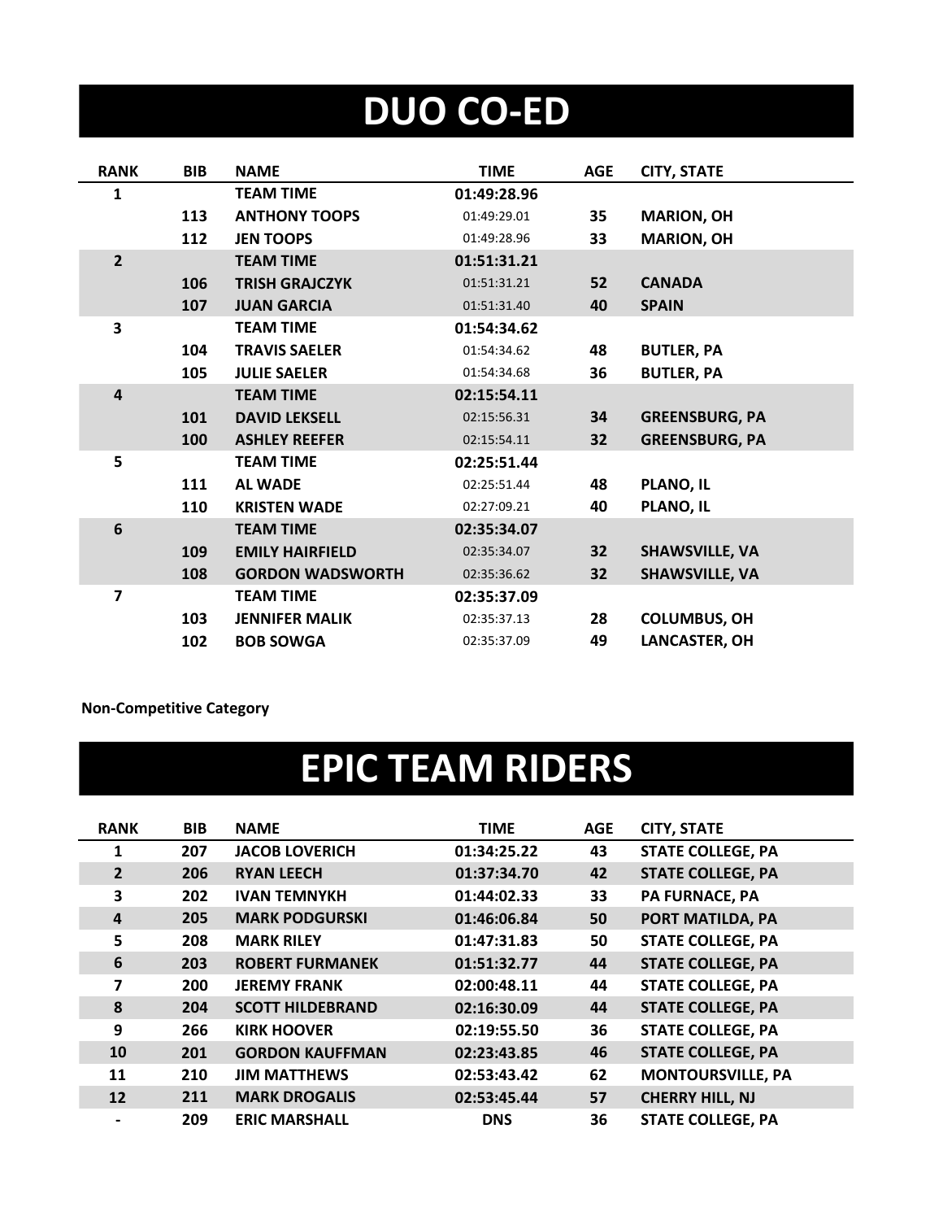# DUO CO-ED

| RANK | BIB | NAME | TIME | AGE | CITY, STATE |
|---|---|---|---|---|---|
| 1 | | TEAM TIME | 01:49:28.96 | | |
| | 113 | ANTHONY TOOPS | 01:49:29.01 | 35 | MARION, OH |
| | 112 | JEN TOOPS | 01:49:28.96 | 33 | MARION, OH |
| 2 | | TEAM TIME | 01:51:31.21 | | |
| | 106 | TRISH GRAJCZYK | 01:51:31.21 | 52 | CANADA |
| | 107 | JUAN GARCIA | 01:51:31.40 | 40 | SPAIN |
| 3 | | TEAM TIME | 01:54:34.62 | | |
| | 104 | TRAVIS SAELER | 01:54:34.62 | 48 | BUTLER, PA |
| | 105 | JULIE SAELER | 01:54:34.68 | 36 | BUTLER, PA |
| 4 | | TEAM TIME | 02:15:54.11 | | |
| | 101 | DAVID LEKSELL | 02:15:56.31 | 34 | GREENSBURG, PA |
| | 100 | ASHLEY REEFER | 02:15:54.11 | 32 | GREENSBURG, PA |
| 5 | | TEAM TIME | 02:25:51.44 | | |
| | 111 | AL WADE | 02:25:51.44 | 48 | PLANO, IL |
| | 110 | KRISTEN WADE | 02:27:09.21 | 40 | PLANO, IL |
| 6 | | TEAM TIME | 02:35:34.07 | | |
| | 109 | EMILY HAIRFIELD | 02:35:34.07 | 32 | SHAWSVILLE, VA |
| | 108 | GORDON WADSWORTH | 02:35:36.62 | 32 | SHAWSVILLE, VA |
| 7 | | TEAM TIME | 02:35:37.09 | | |
| | 103 | JENNIFER MALIK | 02:35:37.13 | 28 | COLUMBUS, OH |
| | 102 | BOB SOWGA | 02:35:37.09 | 49 | LANCASTER, OH |

**Non-Competitive Category**

# EPIC TEAM RIDERS

| RANK | BIB | NAME | TIME | AGE | CITY, STATE |
|---|---|---|---|---|---|
| 1 | 207 | JACOB LOVERICH | 01:34:25.22 | 43 | STATE COLLEGE, PA |
| 2 | 206 | RYAN LEECH | 01:37:34.70 | 42 | STATE COLLEGE, PA |
| 3 | 202 | IVAN TEMNYKH | 01:44:02.33 | 33 | PA FURNACE, PA |
| 4 | 205 | MARK PODGURSKI | 01:46:06.84 | 50 | PORT MATILDA, PA |
| 5 | 208 | MARK RILEY | 01:47:31.83 | 50 | STATE COLLEGE, PA |
| 6 | 203 | ROBERT FURMANEK | 01:51:32.77 | 44 | STATE COLLEGE, PA |
| 7 | 200 | JEREMY FRANK | 02:00:48.11 | 44 | STATE COLLEGE, PA |
| 8 | 204 | SCOTT HILDEBRAND | 02:16:30.09 | 44 | STATE COLLEGE, PA |
| 9 | 266 | KIRK HOOVER | 02:19:55.50 | 36 | STATE COLLEGE, PA |
| 10 | 201 | GORDON KAUFFMAN | 02:23:43.85 | 46 | STATE COLLEGE, PA |
| 11 | 210 | JIM MATTHEWS | 02:53:43.42 | 62 | MONTOURSVILLE, PA |
| 12 | 211 | MARK DROGALIS | 02:53:45.44 | 57 | CHERRY HILL, NJ |
| - | 209 | ERIC MARSHALL | DNS | 36 | STATE COLLEGE, PA |